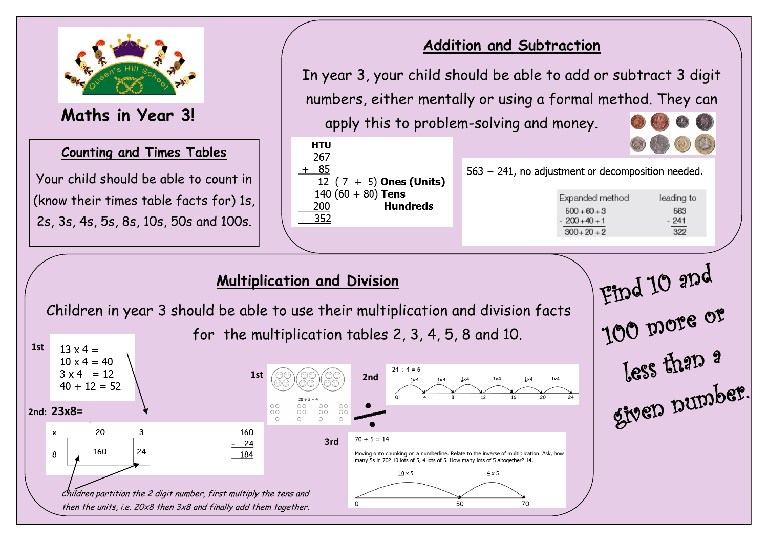# Maths in Year 3!

## Counting and Times Tables

Your child should be able to count in (know their times table facts for) 1s, 2s, 3s, 4s, 5s, 8s, 10s, 50s and 100s.

## Addition and Subtraction

In year 3, your child should be able to add or subtract 3 digit numbers, either mentally or using a formal method. They can apply this to problem-solving and money.

```
HTU
 267
+ 85
  12  ( 7 + 5) Ones (Units)
 140 (60 + 80) Tens
 200           Hundreds
 352
```

: 563 − 241, no adjustment or decomposition needed.

| Expanded method | leading to |
|---|---|
| $500 + 60 + 3$ | $563$ |
| $- \; 200 + 40 + 1$ | $- \; 241$ |
| $300 + 20 + 2$ | $322$ |

## Multiplication and Division

Children in year 3 should be able to use their multiplication and division facts for the multiplication tables 2, 3, 4, 5, 8 and 10.

**1st**

13 x 4 =
10 x 4 = 40
3 x 4 = 12
40 + 12 = 52

**2nd: 23x8=**

| x | 20 | 3 |
|---|---|---|
| 8 | 160 | 24 |

160
\+ 24
184

*Children partition the 2 digit number, first multiply the tens and then the units, i.e. 20x8 then 3x8 and finally add them together.*

**1st**

20 ÷ 5 = 4

**2nd**

24 ÷ 4 = 6

1x4 1x4 1x4 1x4 1x4 1x4

0 4 8 12 16 20 24

**3rd**

70 ÷ 5 = 14

Moving onto chunking on a numberline. Relate to the inverse of multiplication. Ask, how many 5s in 70? 10 lots of 5, 4 lots of 5. How many lots of 5 altogether? 14.

10 x 5 4 x 5

0 50 70

Find 10 and 100 more or less than a given number.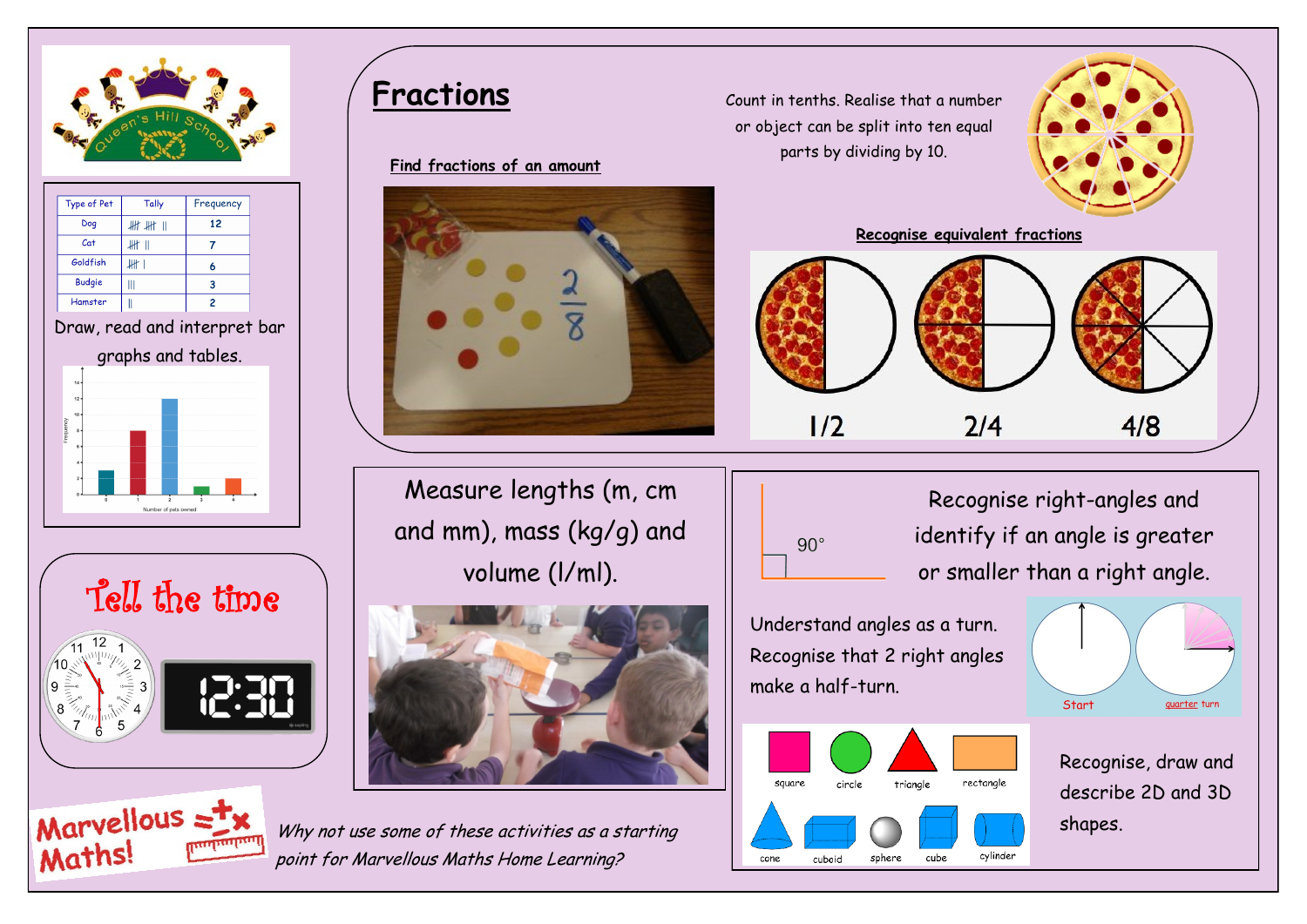Queen's Hill School

| Type of Pet | Tally | Frequency |
|---|---|---|
| Dog | 𝍸 𝍸 \|\| | 12 |
| Cat | 𝍸 \|\| | 7 |
| Goldfish | 𝍸 \| | 6 |
| Budgie | \|\|\| | 3 |
| Hamster | \|\| | 2 |

Draw, read and interpret bar graphs and tables.

Frequency

Number of pets owned

# Fractions

Find fractions of an amount

2/8

Count in tenths. Realise that a number or object can be split into ten equal parts by dividing by 10.

Recognise equivalent fractions

1/2 2/4 4/8

Tell the time

12:30

Measure lengths (m, cm and mm), mass (kg/g) and volume (l/ml).

90°

Recognise right-angles and identify if an angle is greater or smaller than a right angle.

Understand angles as a turn. Recognise that 2 right angles make a half-turn.

Start quarter turn

square circle triangle rectangle

cone cuboid sphere cube cylinder

Recognise, draw and describe 2D and 3D shapes.

Marvellous Maths!

*Why not use some of these activities as a starting point for Marvellous Maths Home Learning?*